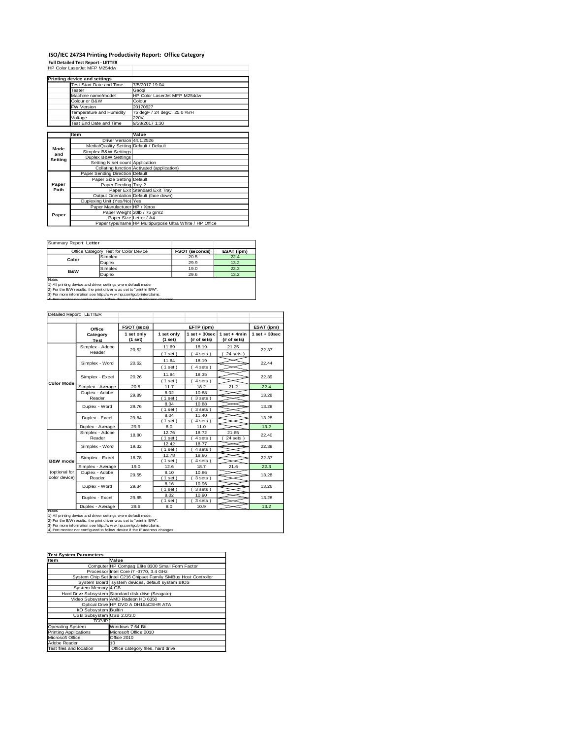# ISO/IEC 24734 Printing Productivity Report: Office Category

**Full Detailed Test Report - LETTER**

HP Color LaserJet MFP M254dw

| Printing device and settings | |
|---|---|
| Test Start Date and Time | 7/5/2017 19:04 |
| Tester | Gaoqi |
| Machine name/model | HP Color LaserJet MFP M254dw |
| Colour or B&W | Colour |
| FW Version | 20170627 |
| Temperature and Humidity | 75 degF / 24 degC 25.0 %rH |
| Voltage | 220V |
| Test End Date and Time | 9/28/2017 1:30 |

| | Item | Value |
|---|---|---|
| Mode and Setting | Driver Version | 44.1.2526 |
| | Media/Quality Setting | Default / Default |
| | Simplex B&W Settings | |
| | Duplex B&W Settings | |
| | Setting N set count | Application |
| | Collating function | Activated (application) |
| Paper Path | Paper Sending Direction | Default |
| | Paper Size Setting | Default |
| | Paper Feeding | Tray 2 |
| | Paper Exit | Standard Exit Tray |
| | Output Orientation | Default (face down) |
| | Duplexing Unit (Yes/No) | Yes |
| Paper | Paper Manufacturer | HP / Xerox |
| | Paper Weight | 20lb / 75 g/m2 |
| | Paper Size | Letter / A4 |
| | Paper type/name | HP Multipurpose Ultra White / HP Office |

Summary Report: **Letter**

| Office Category Test for Color Device | | FSOT (seconds) | ESAT (ipm) |
|---|---|---|---|
| Color | Simplex | 20.5 | 22.4 |
| | Duplex | 29.9 | 13.2 |
| B&W | Simplex | 19.0 | 22.3 |
| | Duplex | 29.6 | 13.2 |

Notes
1) All printing device and driver settings were default mode.
2) For the B/W results, the print driver was set to "print in B/W".
3) For more information see http://www.hp.com/go/printerclaims.
4) Port monitor not configured to follow device if the IP address changes.

Detailed Report: LETTER

| | Office Category Test | FSOT (secs) 1 set only (1 set) | EFTP (ipm) 1 set only (1 set) | EFTP (ipm) 1 set + 30sec (# of sets) | EFTP (ipm) 1 set + 4min (# of sets) | ESAT (ipm) 1 set + 30sec |
|---|---|---|---|---|---|---|
| Color Mode | Simplex - Adobe Reader | 20.52 | 11.69 (1 set) | 18.19 (4 sets) | 21.25 (24 sets) | 22.37 |
| | Simplex - Word | 20.62 | 11.64 (1 set) | 18.19 (4 sets) | | 22.44 |
| | Simplex - Excel | 20.26 | 11.84 (1 set) | 18.35 (4 sets) | | 22.39 |
| | Simplex - Average | 20.5 | 11.7 | 18.2 | 21.2 | 22.4 |
| | Duplex - Adobe Reader | 29.89 | 8.02 (1 set) | 10.88 (3 sets) | | 13.28 |
| | Duplex - Word | 29.76 | 8.04 (1 set) | 10.88 (3 sets) | | 13.28 |
| | Duplex - Excel | 29.84 | 8.04 (1 set) | 11.40 (4 sets) | | 13.28 |
| | Duplex - Average | 29.9 | 8.0 | 11.0 | | 13.2 |
| B&W mode (optional for color device) | Simplex - Adobe Reader | 18.80 | 12.76 (1 set) | 18.72 (4 sets) | 21.65 (24 sets) | 22.40 |
| | Simplex - Word | 19.32 | 12.42 (1 set) | 18.77 (4 sets) | | 22.38 |
| | Simplex - Excel | 18.78 | 12.78 (1 set) | 18.86 (4 sets) | | 22.37 |
| | Simplex - Average | 19.0 | 12.6 | 18.7 | 21.6 | 22.3 |
| | Duplex - Adobe Reader | 29.55 | 8.10 (1 set) | 10.86 (3 sets) | | 13.28 |
| | Duplex - Word | 29.34 | 8.16 (1 set) | 10.96 (3 sets) | | 13.26 |
| | Duplex - Excel | 29.85 | 8.02 (1 set) | 10.90 (3 sets) | | 13.28 |
| | Duplex - Average | 29.6 | 8.0 | 10.9 | | 13.2 |

Notes
1) All printing device and driver settings were default mode.
2) For the B/W results, the print driver was set to "print in B/W".
3) For more information see http://www.hp.com/go/printerclaims.
4) Port monitor not configured to follow device if the IP address changes.

| Test System Parameters | |
|---|---|
| **Item** | **Value** |
| Computer | HP Compaq Elite 8300 Small Form Factor |
| Processor | Intel Core i7 -3770, 3.4 GHz |
| System Chip Set | Intel C216 Chipset Family SMBus Host Controller |
| System Board | system devices, default system BIOS |
| System Memory | 4 GB |
| Hard Drive Subsystem | Standard disk drive (Seagate) |
| Video Subsystem | AMD Radeon HD 6350 |
| Optical Drive | HP DVD A DH16aCSHR ATA |
| I/O Subsystem | Builtin |
| USB Subsystem | USB 2.0/3.0 |
| TCP/IP | |
| Operating System | Windows 7 64 Bit |
| Printing Applications | Microsoft Office 2010 |
| Microsoft Office | Office 2010 |
| Adobe Reader | 10 |
| Test files and location | Office category files, hard drive |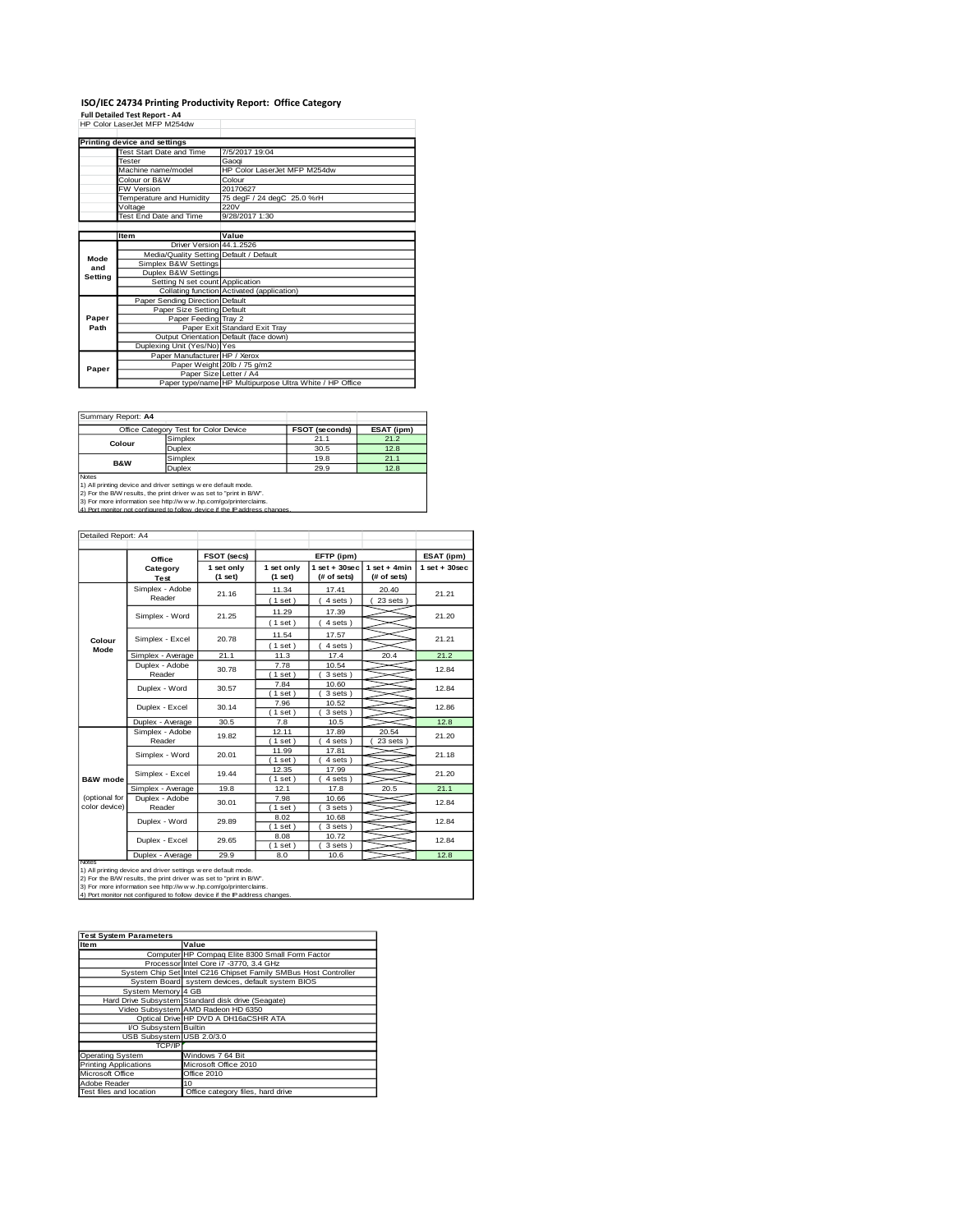# ISO/IEC 24734 Printing Productivity Report: Office Category

**Full Detailed Test Report - A4**

HP Color LaserJet MFP M254dw

| Printing device and settings | |
|---|---|
| Test Start Date and Time | 7/5/2017 19:04 |
| Tester | Gaoqi |
| Machine name/model | HP Color LaserJet MFP M254dw |
| Colour or B&W | Colour |
| FW Version | 20170627 |
| Temperature and Humidity | 75 degF / 24 degC 25.0 %rH |
| Voltage | 220V |
| Test End Date and Time | 9/28/2017 1:30 |

| | Item | Value |
|---|---|---|
| Mode and Setting | Driver Version | 44.1.2526 |
| | Media/Quality Setting | Default / Default |
| | Simplex B&W Settings | |
| | Duplex B&W Settings | |
| | Setting N set count | Application |
| | Collating function | Activated (application) |
| Paper Path | Paper Sending Direction | Default |
| | Paper Size Setting | Default |
| | Paper Feeding | Tray 2 |
| | Paper Exit | Standard Exit Tray |
| | Output Orientation | Default (face down) |
| | Duplexing Unit (Yes/No) | Yes |
| Paper | Paper Manufacturer | HP / Xerox |
| | Paper Weight | 20lb / 75 g/m2 |
| | Paper Size | Letter / A4 |
| | Paper type/name | HP Multipurpose Ultra White / HP Office |

Summary Report: **A4**

| Office Category Test for Color Device | | FSOT (seconds) | ESAT (ipm) |
|---|---|---|---|
| Colour | Simplex | 21.1 | 21.2 |
| | Duplex | 30.5 | 12.8 |
| B&W | Simplex | 19.8 | 21.1 |
| | Duplex | 29.9 | 12.8 |

Notes
1) All printing device and driver settings were default mode.
2) For the B/W results, the print driver was set to "print in B/W".
3) For more information see http://www.hp.com/go/printerclaims.
4) Port monitor not configured to follow device if the IP address changes.

Detailed Report: A4

| | Office Category Test | FSOT (secs) 1 set only (1 set) | EFTP (ipm) 1 set only (1 set) | EFTP (ipm) 1 set + 30sec (# of sets) | EFTP (ipm) 1 set + 4min (# of sets) | ESAT (ipm) 1 set + 30sec |
|---|---|---|---|---|---|---|
| Colour Mode | Simplex - Adobe Reader | 21.16 | 11.34 (1 set) | 17.41 (4 sets) | 20.40 (23 sets) | 21.21 |
| | Simplex - Word | 21.25 | 11.29 (1 set) | 17.39 (4 sets) | | 21.20 |
| | Simplex - Excel | 20.78 | 11.54 (1 set) | 17.57 (4 sets) | | 21.21 |
| | Simplex - Average | 21.1 | 11.3 | 17.4 | 20.4 | 21.2 |
| | Duplex - Adobe Reader | 30.78 | 7.78 (1 set) | 10.54 (3 sets) | | 12.84 |
| | Duplex - Word | 30.57 | 7.84 (1 set) | 10.60 (3 sets) | | 12.84 |
| | Duplex - Excel | 30.14 | 7.96 (1 set) | 10.52 (3 sets) | | 12.86 |
| | Duplex - Average | 30.5 | 7.8 | 10.5 | | 12.8 |
| B&W mode (optional for color device) | Simplex - Adobe Reader | 19.82 | 12.11 (1 set) | 17.89 (4 sets) | 20.54 (23 sets) | 21.20 |
| | Simplex - Word | 20.01 | 11.99 (1 set) | 17.81 (4 sets) | | 21.18 |
| | Simplex - Excel | 19.44 | 12.35 (1 set) | 17.99 (4 sets) | | 21.20 |
| | Simplex - Average | 19.8 | 12.1 | 17.8 | 20.5 | 21.1 |
| | Duplex - Adobe Reader | 30.01 | 7.98 (1 set) | 10.66 (3 sets) | | 12.84 |
| | Duplex - Word | 29.89 | 8.02 (1 set) | 10.68 (3 sets) | | 12.84 |
| | Duplex - Excel | 29.65 | 8.08 (1 set) | 10.72 (3 sets) | | 12.84 |
| | Duplex - Average | 29.9 | 8.0 | 10.6 | | 12.8 |

Notes
1) All printing device and driver settings were default mode.
2) For the B/W results, the print driver was set to "print in B/W".
3) For more information see http://www.hp.com/go/printerclaims.
4) Port monitor not configured to follow device if the IP address changes.

| Test System Parameters | |
|---|---|
| **Item** | **Value** |
| Computer | HP Compaq Elite 8300 Small Form Factor |
| Processor | Intel Core i7 -3770, 3.4 GHz |
| System Chip Set | Intel C216 Chipset Family SMBus Host Controller |
| System Board | system devices, default system BIOS |
| System Memory | 4 GB |
| Hard Drive Subsystem | Standard disk drive (Seagate) |
| Video Subsystem | AMD Radeon HD 6350 |
| Optical Drive | HP DVD A DH16aCSHR ATA |
| I/O Subsystem | Builtin |
| USB Subsystem | USB 2.0/3.0 |
| TCP/IP | |
| Operating System | Windows 7 64 Bit |
| Printing Applications | Microsoft Office 2010 |
| Microsoft Office | Office 2010 |
| Adobe Reader | 10 |
| Test files and location | Office category files, hard drive |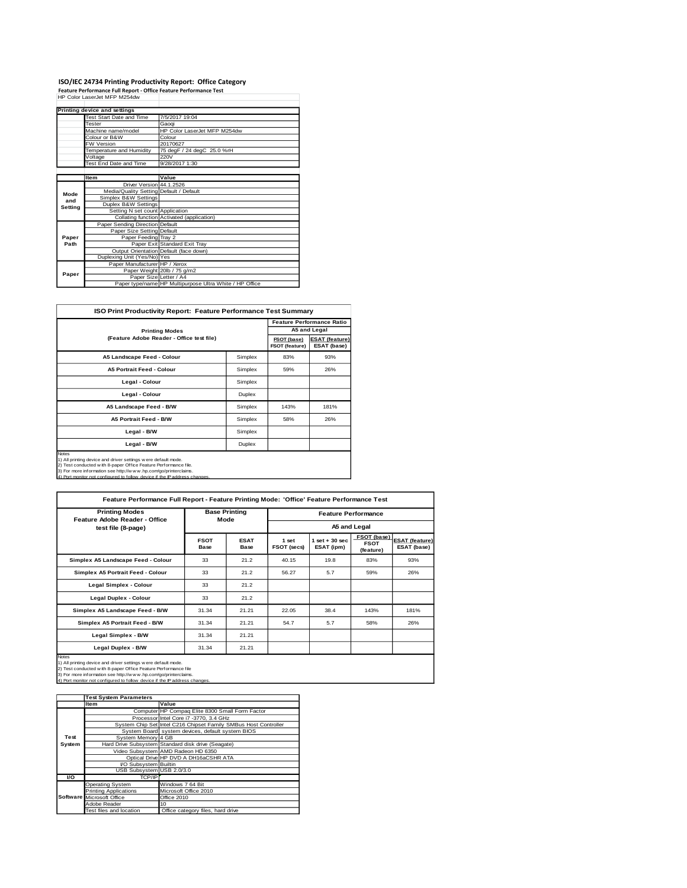# ISO/IEC 24734 Printing Productivity Report: Office Category

**Feature Performance Full Report - Office Feature Performance Test**

HP Color LaserJet MFP M254dw

| Printing device and settings | | |
|---|---|---|
| | Test Start Date and Time | 7/5/2017 19:04 |
| | Tester | Gaoqi |
| | Machine name/model | HP Color LaserJet MFP M254dw |
| | Colour or B&W | Colour |
| | FW Version | 20170627 |
| | Temperature and Humidity | 75 degF / 24 degC 25.0 %rH |
| | Voltage | 220V |
| | Test End Date and Time | 9/28/2017 1:30 |

| | Item | Value |
|---|---|---|
| Mode and Setting | Driver Version | 44.1.2526 |
| | Media/Quality Setting | Default / Default |
| | Simplex B&W Settings | |
| | Duplex B&W Settings | |
| | Setting N set count | Application |
| | Collating function | Activated (application) |
| Paper Path | Paper Sending Direction | Default |
| | Paper Size Setting | Default |
| | Paper Feeding | Tray 2 |
| | Paper Exit | Standard Exit Tray |
| | Output Orientation | Default (face down) |
| | Duplexing Unit (Yes/No) | Yes |
| Paper | Paper Manufacturer | HP / Xerox |
| | Paper Weight | 20lb / 75 g/m2 |
| | Paper Size | Letter / A4 |
| | Paper type/name | HP Multipurpose Ultra White / HP Office |

## ISO Print Productivity Report: Feature Performance Test Summary

| Printing Modes (Feature Adobe Reader - Office test file) | | Feature Performance Ratio A5 and Legal | |
|---|---|---|---|
| | | FSOT (base) / FSOT (feature) | ESAT (feature) / ESAT (base) |
| A5 Landscape Feed - Colour | Simplex | 83% | 93% |
| A5 Portrait Feed - Colour | Simplex | 59% | 26% |
| Legal - Colour | Simplex | | |
| Legal - Colour | Duplex | | |
| A5 Landscape Feed - B/W | Simplex | 143% | 181% |
| A5 Portrait Feed - B/W | Simplex | 58% | 26% |
| Legal - B/W | Simplex | | |
| Legal - B/W | Duplex | | |

Notes
1) All printing device and driver settings were default mode.
2) Test conducted with 8-paper Office Feature Performance file.
3) For more information see http://www.hp.com/go/printerclaims.
4) Port monitor not configured to follow device if the IP address changes.

## Feature Performance Full Report - Feature Printing Mode: 'Office' Feature Performance Test

| Printing Modes Feature Adobe Reader - Office test file (8-page) | Base Printing Mode | | Feature Performance A5 and Legal | | | |
|---|---|---|---|---|---|---|
| | FSOT Base | ESAT Base | 1 set FSOT (secs) | 1 set + 30 sec ESAT (ipm) | FSOT (base) / FSOT (feature) | ESAT (feature) / ESAT (base) |
| Simplex A5 Landscape Feed - Colour | 33 | 21.2 | 40.15 | 19.8 | 83% | 93% |
| Simplex A5 Portrait Feed - Colour | 33 | 21.2 | 56.27 | 5.7 | 59% | 26% |
| Legal Simplex - Colour | 33 | 21.2 | | | | |
| Legal Duplex - Colour | 33 | 21.2 | | | | |
| Simplex A5 Landscape Feed - B/W | 31.34 | 21.21 | 22.05 | 38.4 | 143% | 181% |
| Simplex A5 Portrait Feed - B/W | 31.34 | 21.21 | 54.7 | 5.7 | 58% | 26% |
| Legal Simplex - B/W | 31.34 | 21.21 | | | | |
| Legal Duplex - B/W | 31.34 | 21.21 | | | | |

Notes
1) All printing device and driver settings were default mode.
2) Test conducted with 8-paper Office Feature Performance file
3) For more information see http://www.hp.com/go/printerclaims.
4) Port monitor not configured to follow device if the IP address changes.

| | Test System Parameters | |
|---|---|---|
| | Item | Value |
| Test System | Computer | HP Compaq Elite 8300 Small Form Factor |
| | Processor | Intel Core i7 -3770, 3.4 GHz |
| | System Chip Set | Intel C216 Chipset Family SMBus Host Controller |
| | System Board | system devices, default system BIOS |
| | System Memory | 4 GB |
| | Hard Drive Subsystem | Standard disk drive (Seagate) |
| | Video Subsystem | AMD Radeon HD 6350 |
| | Optical Drive | HP DVD A DH16aCSHR ATA |
| | I/O Subsystem | Builtin |
| | USB Subsystem | USB 2.0/3.0 |
| I/O | TCP/IP | |
| Software | Operating System | Windows 7 64 Bit |
| | Printing Applications | Microsoft Office 2010 |
| | Microsoft Office | Office 2010 |
| | Adobe Reader | 10 |
| | Test files and location | Office category files, hard drive |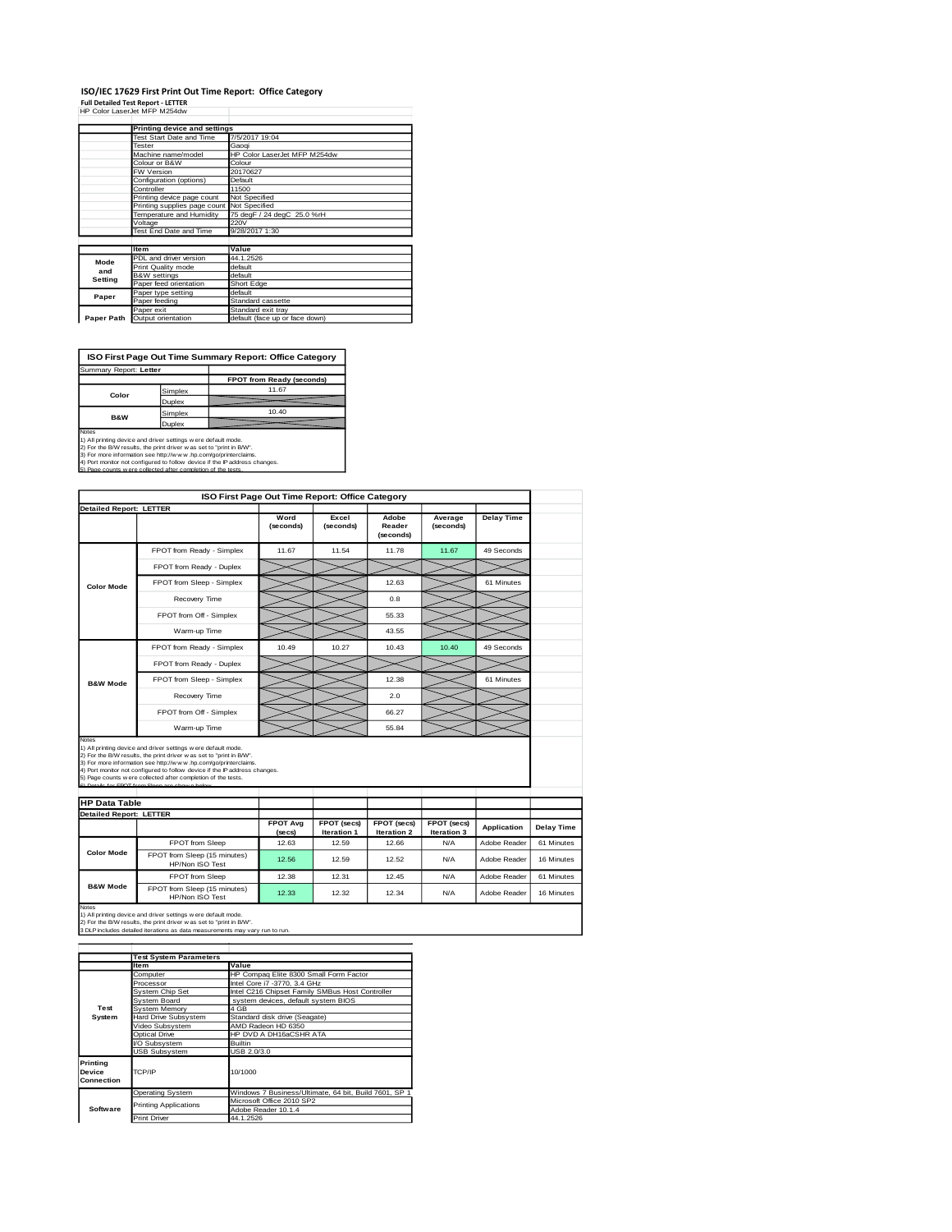# ISO/IEC 17629 First Print Out Time Report: Office Category

**Full Detailed Test Report - LETTER**

HP Color LaserJet MFP M254dw

| | Printing device and settings | |
|---|---|---|
| | Test Start Date and Time | 7/5/2017 19:04 |
| | Tester | Gaoqi |
| | Machine name/model | HP Color LaserJet MFP M254dw |
| | Colour or B&W | Colour |
| | FW Version | 20170627 |
| | Configuration (options) | Default |
| | Controller | 11500 |
| | Printing device page count | Not Specified |
| | Printing supplies page count | Not Specified |
| | Temperature and Humidity | 75 degF / 24 degC 25.0 %rH |
| | Voltage | 220V |
| | Test End Date and Time | 9/28/2017 1:30 |

| | Item | Value |
|---|---|---|
| Mode and Setting | PDL and driver version | 44.1.2526 |
| | Print Quality mode | default |
| | B&W settings | default |
| | Paper feed orientation | Short Edge |
| Paper | Paper type setting | default |
| | Paper feeding | Standard cassette |
| | Paper exit | Standard exit tray |
| Paper Path | Output orientation | default (face up or face down) |

**ISO First Page Out Time Summary Report: Office Category**

| Summary Report: **Letter** | | FPOT from Ready (seconds) |
|---|---|---|
| Color | Simplex | 11.67 |
| | Duplex | |
| B&W | Simplex | 10.40 |
| | Duplex | |

Notes
1) All printing device and driver settings were default mode.
2) For the B/W results, the print driver was set to "print in B/W".
3) For more information see http://www.hp.com/go/printerclaims.
4) Port monitor not configured to follow device if the IP address changes.
5) Page counts were collected after completion of the tests.

**ISO First Page Out Time Report: Office Category**

| Detailed Report: LETTER | | Word (seconds) | Excel (seconds) | Adobe Reader (seconds) | Average (seconds) | Delay Time |
|---|---|---|---|---|---|---|
| Color Mode | FPOT from Ready - Simplex | 11.67 | 11.54 | 11.78 | 11.67 | 49 Seconds |
| | FPOT from Ready - Duplex | | | | | |
| | FPOT from Sleep - Simplex | | | 12.63 | | 61 Minutes |
| | Recovery Time | | | 0.8 | | |
| | FPOT from Off - Simplex | | | 55.33 | | |
| | Warm-up Time | | | 43.55 | | |
| B&W Mode | FPOT from Ready - Simplex | 10.49 | 10.27 | 10.43 | 10.40 | 49 Seconds |
| | FPOT from Ready - Duplex | | | | | |
| | FPOT from Sleep - Simplex | | | 12.38 | | 61 Minutes |
| | Recovery Time | | | 2.0 | | |
| | FPOT from Off - Simplex | | | 66.27 | | |
| | Warm-up Time | | | 55.84 | | |

Notes
1) All printing device and driver settings were default mode.
2) For the B/W results, the print driver was set to "print in B/W".
3) For more information see http://www.hp.com/go/printerclaims.
4) Port monitor not configured to follow device if the IP address changes.
5) Page counts were collected after completion of the tests.
6) Details for FPOT from Sleep are shown below.

**HP Data Table**

| Detailed Report: LETTER | | FPOT Avg (secs) | FPOT (secs) Iteration 1 | FPOT (secs) Iteration 2 | FPOT (secs) Iteration 3 | Application | Delay Time |
|---|---|---|---|---|---|---|---|
| Color Mode | FPOT from Sleep | 12.63 | 12.59 | 12.66 | N/A | Adobe Reader | 61 Minutes |
| | FPOT from Sleep (15 minutes) HP/Non ISO Test | 12.56 | 12.59 | 12.52 | N/A | Adobe Reader | 16 Minutes |
| B&W Mode | FPOT from Sleep | 12.38 | 12.31 | 12.45 | N/A | Adobe Reader | 61 Minutes |
| | FPOT from Sleep (15 minutes) HP/Non ISO Test | 12.33 | 12.32 | 12.34 | N/A | Adobe Reader | 16 Minutes |

Notes
1) All printing device and driver settings were default mode.
2) For the B/W results, the print driver was set to "print in B/W".
3 DLP includes detailed iterations as data measurements may vary run to run.

| | Test System Parameters | |
|---|---|---|
| | Item | Value |
| Test System | Computer | HP Compaq Elite 8300 Small Form Factor |
| | Processor | Intel Core i7 -3770, 3.4 GHz |
| | System Chip Set | Intel C216 Chipset Family SMBus Host Controller |
| | System Board | system devices, default system BIOS |
| | System Memory | 4 GB |
| | Hard Drive Subsystem | Standard disk drive (Seagate) |
| | Video Subsystem | AMD Radeon HD 6350 |
| | Optical Drive | HP DVD A DH16aCSHR ATA |
| | I/O Subsystem | Builtin |
| | USB Subsystem | USB 2.0/3.0 |
| Printing Device Connection | TCP/IP | 10/1000 |
| Software | Operating System | Windows 7 Business/Ultimate, 64 bit, Build 7601, SP 1 |
| | Printing Applications | Microsoft Office 2010 SP2 |
| | | Adobe Reader 10.1.4 |
| | Print Driver | 44.1.2526 |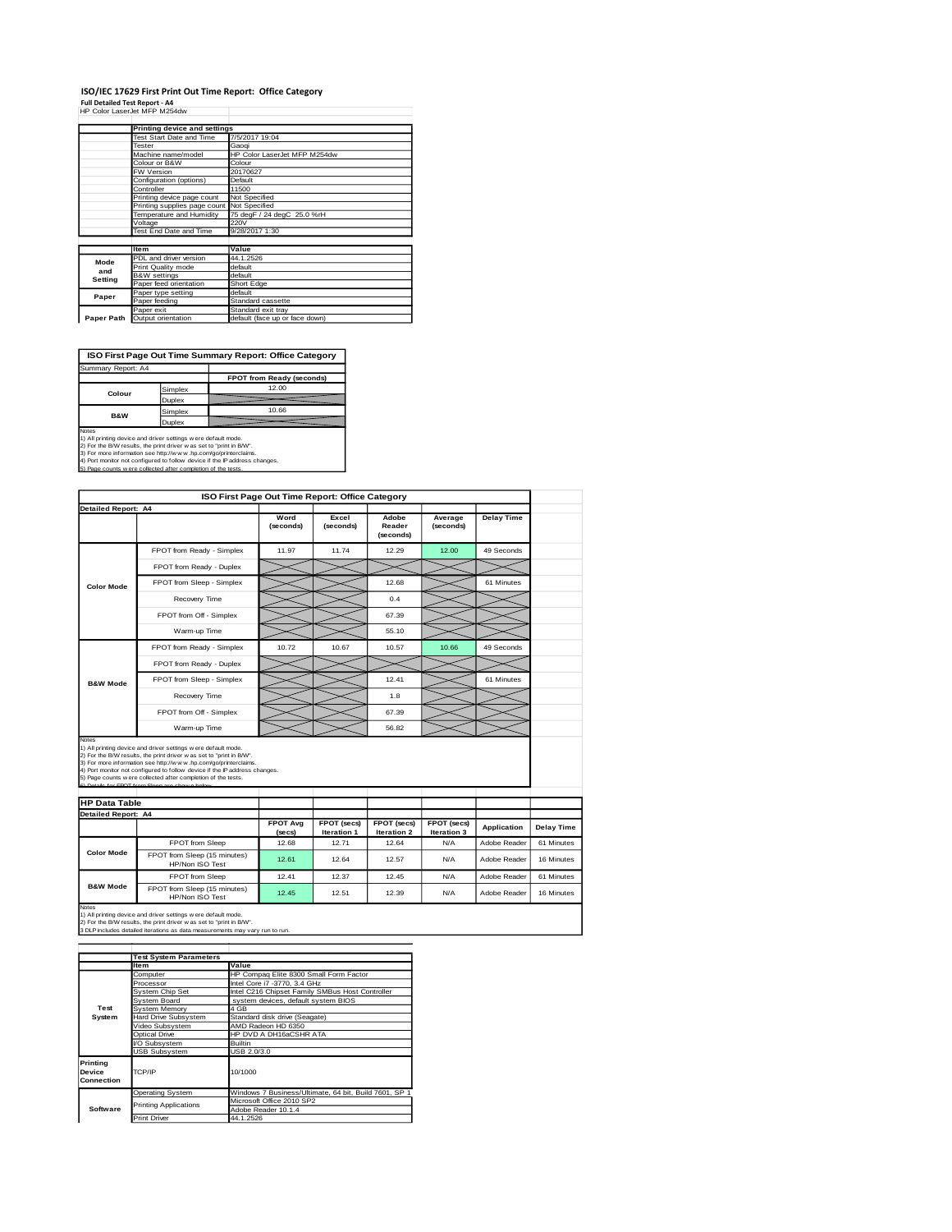# ISO/IEC 17629 First Print Out Time Report: Office Category

**Full Detailed Test Report - A4**

HP Color LaserJet MFP M254dw

| | Printing device and settings | |
|---|---|---|
| | Test Start Date and Time | 7/5/2017 19:04 |
| | Tester | Gaoqi |
| | Machine name/model | HP Color LaserJet MFP M254dw |
| | Colour or B&W | Colour |
| | FW Version | 20170627 |
| | Configuration (options) | Default |
| | Controller | 11500 |
| | Printing device page count | Not Specified |
| | Printing supplies page count | Not Specified |
| | Temperature and Humidity | 75 degF / 24 degC 25.0 %rH |
| | Voltage | 220V |
| | Test End Date and Time | 9/28/2017 1:30 |

| | Item | Value |
|---|---|---|
| Mode and Setting | PDL and driver version | 44.1.2526 |
| | Print Quality mode | default |
| | B&W settings | default |
| | Paper feed orientation | Short Edge |
| Paper | Paper type setting | default |
| | Paper feeding | Standard cassette |
| | Paper exit | Standard exit tray |
| Paper Path | Output orientation | default (face up or face down) |

## ISO First Page Out Time Summary Report: Office Category

Summary Report: A4

| | | FPOT from Ready (seconds) |
|---|---|---|
| Colour | Simplex | 12.00 |
| | Duplex | |
| B&W | Simplex | 10.66 |
| | Duplex | |

Notes
1) All printing device and driver settings were default mode.
2) For the B/W results, the print driver was set to "print in B/W".
3) For more information see http://www.hp.com/go/printerclaims.
4) Port monitor not configured to follow device if the IP address changes.
5) Page counts were collected after completion of the tests.

## ISO First Page Out Time Report: Office Category

Detailed Report: A4

| | | Word (seconds) | Excel (seconds) | Adobe Reader (seconds) | Average (seconds) | Delay Time |
|---|---|---|---|---|---|---|
| Color Mode | FPOT from Ready - Simplex | 11.97 | 11.74 | 12.29 | 12.00 | 49 Seconds |
| | FPOT from Ready - Duplex | | | | | |
| | FPOT from Sleep - Simplex | | | 12.68 | | 61 Minutes |
| | Recovery Time | | | 0.4 | | |
| | FPOT from Off - Simplex | | | 67.39 | | |
| | Warm-up Time | | | 55.10 | | |
| B&W Mode | FPOT from Ready - Simplex | 10.72 | 10.67 | 10.57 | 10.66 | 49 Seconds |
| | FPOT from Ready - Duplex | | | | | |
| | FPOT from Sleep - Simplex | | | 12.41 | | 61 Minutes |
| | Recovery Time | | | 1.8 | | |
| | FPOT from Off - Simplex | | | 67.39 | | |
| | Warm-up Time | | | 56.82 | | |

Notes
1) All printing device and driver settings were default mode.
2) For the B/W results, the print driver was set to "print in B/W".
3) For more information see http://www.hp.com/go/printerclaims.
4) Port monitor not configured to follow device if the IP address changes.
5) Page counts were collected after completion of the tests.
6) Details for FPOT from Sleep are shown below.

## HP Data Table

Detailed Report: A4

| | | FPOT Avg (secs) | FPOT (secs) Iteration 1 | FPOT (secs) Iteration 2 | FPOT (secs) Iteration 3 | Application | Delay Time |
|---|---|---|---|---|---|---|---|
| Color Mode | FPOT from Sleep | 12.68 | 12.71 | 12.64 | N/A | Adobe Reader | 61 Minutes |
| | FPOT from Sleep (15 minutes) HP/Non ISO Test | 12.61 | 12.64 | 12.57 | N/A | Adobe Reader | 16 Minutes |
| B&W Mode | FPOT from Sleep | 12.41 | 12.37 | 12.45 | N/A | Adobe Reader | 61 Minutes |
| | FPOT from Sleep (15 minutes) HP/Non ISO Test | 12.45 | 12.51 | 12.39 | N/A | Adobe Reader | 16 Minutes |

Notes
1) All printing device and driver settings were default mode.
2) For the B/W results, the print driver was set to "print in B/W".
3 DLP includes detailed iterations as data measurements may vary run to run.

| | Test System Parameters | |
|---|---|---|
| | Item | Value |
| Test System | Computer | HP Compaq Elite 8300 Small Form Factor |
| | Processor | Intel Core i7 -3770, 3.4 GHz |
| | System Chip Set | Intel C216 Chipset Family SMBus Host Controller |
| | System Board | system devices, default system BIOS |
| | System Memory | 4 GB |
| | Hard Drive Subsystem | Standard disk drive (Seagate) |
| | Video Subsystem | AMD Radeon HD 6350 |
| | Optical Drive | HP DVD A DH16aCSHR ATA |
| | I/O Subsystem | Builtin |
| | USB Subsystem | USB 2.0/3.0 |
| Printing Device Connection | TCP/IP | 10/1000 |
| Software | Operating System | Windows 7 Business/Ultimate, 64 bit, Build 7601, SP 1 |
| | Printing Applications | Microsoft Office 2010 SP2 |
| | | Adobe Reader 10.1.4 |
| | Print Driver | 44.1.2526 |